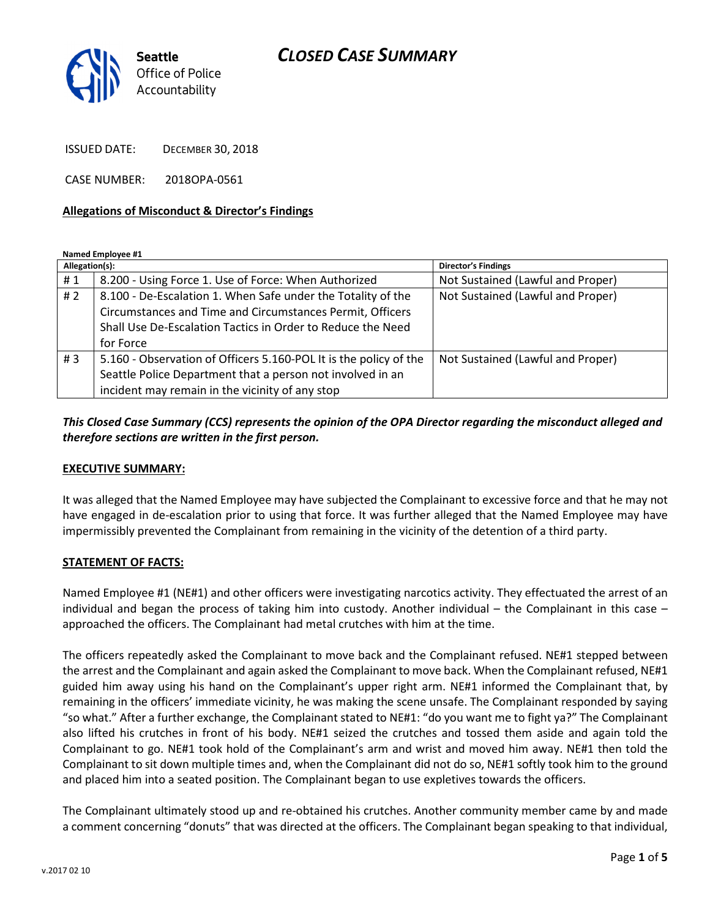# CLOSED CASE SUMMARY

Seattle Office of Police Accountability

ISSUED DATE: DECEMBER 30, 2018

CASE NUMBER: 2018OPA-0561

**Allegations of Misconduct & Director's Findings**

**Named Employee #1**

| Allegation(s): | | Director's Findings |
|---|---|---|
| # 1 | 8.200 - Using Force 1. Use of Force: When Authorized | Not Sustained (Lawful and Proper) |
| # 2 | 8.100 - De-Escalation 1. When Safe under the Totality of the Circumstances and Time and Circumstances Permit, Officers Shall Use De-Escalation Tactics in Order to Reduce the Need for Force | Not Sustained (Lawful and Proper) |
| # 3 | 5.160 - Observation of Officers 5.160-POL It is the policy of the Seattle Police Department that a person not involved in an incident may remain in the vicinity of any stop | Not Sustained (Lawful and Proper) |

***This Closed Case Summary (CCS) represents the opinion of the OPA Director regarding the misconduct alleged and therefore sections are written in the first person.***

**EXECUTIVE SUMMARY:**

It was alleged that the Named Employee may have subjected the Complainant to excessive force and that he may not have engaged in de-escalation prior to using that force. It was further alleged that the Named Employee may have impermissibly prevented the Complainant from remaining in the vicinity of the detention of a third party.

**STATEMENT OF FACTS:**

Named Employee #1 (NE#1) and other officers were investigating narcotics activity. They effectuated the arrest of an individual and began the process of taking him into custody. Another individual – the Complainant in this case – approached the officers. The Complainant had metal crutches with him at the time.

The officers repeatedly asked the Complainant to move back and the Complainant refused. NE#1 stepped between the arrest and the Complainant and again asked the Complainant to move back. When the Complainant refused, NE#1 guided him away using his hand on the Complainant's upper right arm. NE#1 informed the Complainant that, by remaining in the officers' immediate vicinity, he was making the scene unsafe. The Complainant responded by saying "so what." After a further exchange, the Complainant stated to NE#1: "do you want me to fight ya?" The Complainant also lifted his crutches in front of his body. NE#1 seized the crutches and tossed them aside and again told the Complainant to go. NE#1 took hold of the Complainant's arm and wrist and moved him away. NE#1 then told the Complainant to sit down multiple times and, when the Complainant did not do so, NE#1 softly took him to the ground and placed him into a seated position. The Complainant began to use expletives towards the officers.

The Complainant ultimately stood up and re-obtained his crutches. Another community member came by and made a comment concerning "donuts" that was directed at the officers. The Complainant began speaking to that individual,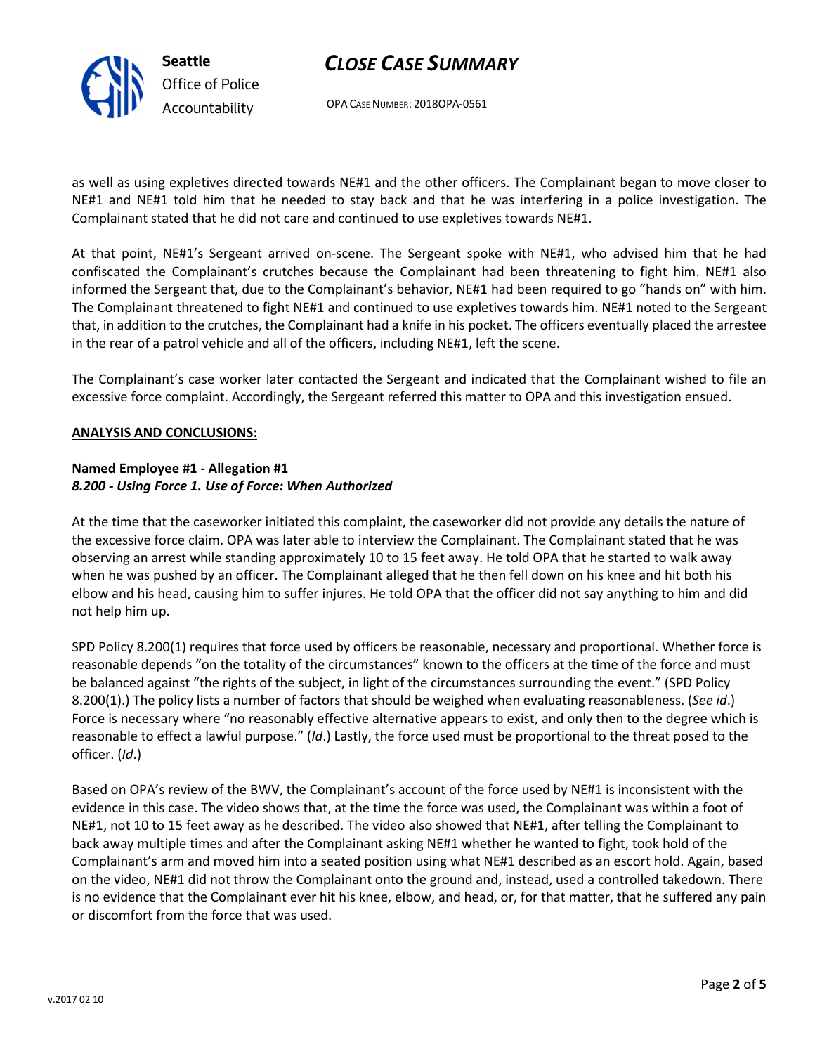as well as using expletives directed towards NE#1 and the other officers. The Complainant began to move closer to NE#1 and NE#1 told him that he needed to stay back and that he was interfering in a police investigation. The Complainant stated that he did not care and continued to use expletives towards NE#1.

At that point, NE#1's Sergeant arrived on-scene. The Sergeant spoke with NE#1, who advised him that he had confiscated the Complainant's crutches because the Complainant had been threatening to fight him. NE#1 also informed the Sergeant that, due to the Complainant's behavior, NE#1 had been required to go "hands on" with him. The Complainant threatened to fight NE#1 and continued to use expletives towards him. NE#1 noted to the Sergeant that, in addition to the crutches, the Complainant had a knife in his pocket. The officers eventually placed the arrestee in the rear of a patrol vehicle and all of the officers, including NE#1, left the scene.

The Complainant's case worker later contacted the Sergeant and indicated that the Complainant wished to file an excessive force complaint. Accordingly, the Sergeant referred this matter to OPA and this investigation ensued.

**ANALYSIS AND CONCLUSIONS:**

**Named Employee #1 - Allegation #1**
***8.200 - Using Force 1. Use of Force: When Authorized***

At the time that the caseworker initiated this complaint, the caseworker did not provide any details the nature of the excessive force claim. OPA was later able to interview the Complainant. The Complainant stated that he was observing an arrest while standing approximately 10 to 15 feet away. He told OPA that he started to walk away when he was pushed by an officer. The Complainant alleged that he then fell down on his knee and hit both his elbow and his head, causing him to suffer injures. He told OPA that the officer did not say anything to him and did not help him up.

SPD Policy 8.200(1) requires that force used by officers be reasonable, necessary and proportional. Whether force is reasonable depends "on the totality of the circumstances" known to the officers at the time of the force and must be balanced against "the rights of the subject, in light of the circumstances surrounding the event." (SPD Policy 8.200(1).) The policy lists a number of factors that should be weighed when evaluating reasonableness. (*See id*.) Force is necessary where "no reasonably effective alternative appears to exist, and only then to the degree which is reasonable to effect a lawful purpose." (*Id*.) Lastly, the force used must be proportional to the threat posed to the officer. (*Id*.)

Based on OPA's review of the BWV, the Complainant's account of the force used by NE#1 is inconsistent with the evidence in this case. The video shows that, at the time the force was used, the Complainant was within a foot of NE#1, not 10 to 15 feet away as he described. The video also showed that NE#1, after telling the Complainant to back away multiple times and after the Complainant asking NE#1 whether he wanted to fight, took hold of the Complainant's arm and moved him into a seated position using what NE#1 described as an escort hold. Again, based on the video, NE#1 did not throw the Complainant onto the ground and, instead, used a controlled takedown. There is no evidence that the Complainant ever hit his knee, elbow, and head, or, for that matter, that he suffered any pain or discomfort from the force that was used.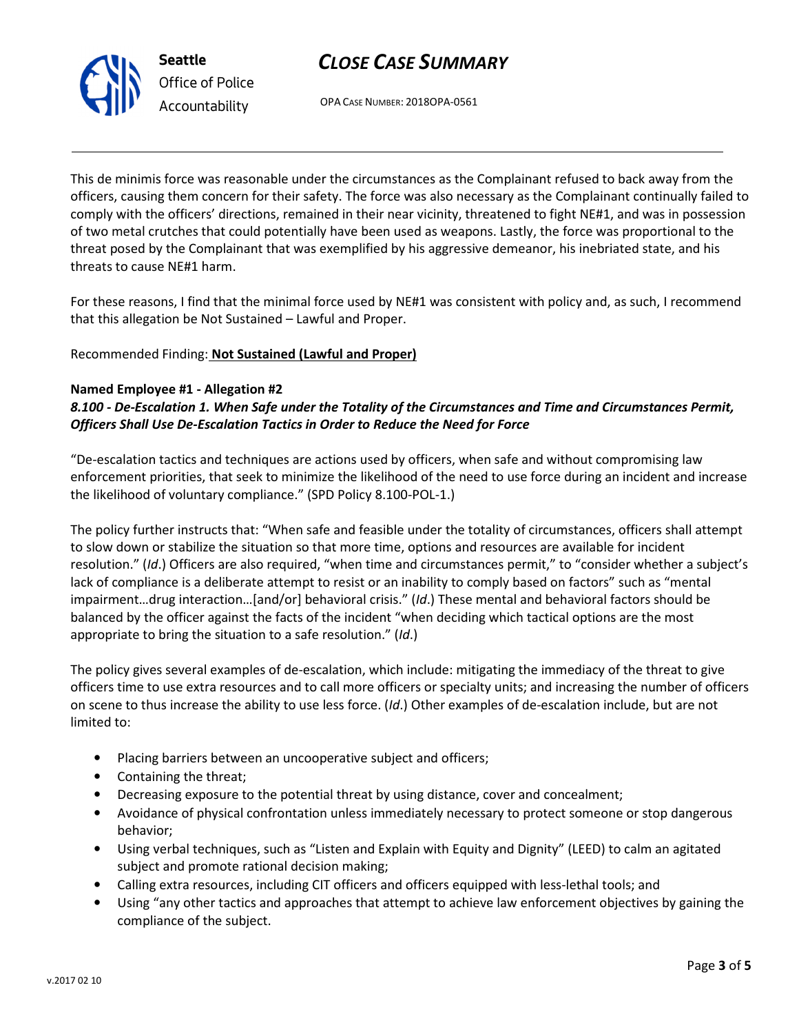This de minimis force was reasonable under the circumstances as the Complainant refused to back away from the officers, causing them concern for their safety. The force was also necessary as the Complainant continually failed to comply with the officers' directions, remained in their near vicinity, threatened to fight NE#1, and was in possession of two metal crutches that could potentially have been used as weapons. Lastly, the force was proportional to the threat posed by the Complainant that was exemplified by his aggressive demeanor, his inebriated state, and his threats to cause NE#1 harm.

For these reasons, I find that the minimal force used by NE#1 was consistent with policy and, as such, I recommend that this allegation be Not Sustained – Lawful and Proper.

Recommended Finding: **Not Sustained (Lawful and Proper)**

**Named Employee #1 - Allegation #2**
***8.100 - De-Escalation 1. When Safe under the Totality of the Circumstances and Time and Circumstances Permit, Officers Shall Use De-Escalation Tactics in Order to Reduce the Need for Force***

"De-escalation tactics and techniques are actions used by officers, when safe and without compromising law enforcement priorities, that seek to minimize the likelihood of the need to use force during an incident and increase the likelihood of voluntary compliance." (SPD Policy 8.100-POL-1.)

The policy further instructs that: "When safe and feasible under the totality of circumstances, officers shall attempt to slow down or stabilize the situation so that more time, options and resources are available for incident resolution." (*Id*.) Officers are also required, "when time and circumstances permit," to "consider whether a subject's lack of compliance is a deliberate attempt to resist or an inability to comply based on factors" such as "mental impairment…drug interaction…[and/or] behavioral crisis." (*Id*.) These mental and behavioral factors should be balanced by the officer against the facts of the incident "when deciding which tactical options are the most appropriate to bring the situation to a safe resolution." (*Id*.)

The policy gives several examples of de-escalation, which include: mitigating the immediacy of the threat to give officers time to use extra resources and to call more officers or specialty units; and increasing the number of officers on scene to thus increase the ability to use less force. (*Id*.) Other examples of de-escalation include, but are not limited to:

- Placing barriers between an uncooperative subject and officers;
- Containing the threat;
- Decreasing exposure to the potential threat by using distance, cover and concealment;
- Avoidance of physical confrontation unless immediately necessary to protect someone or stop dangerous behavior;
- Using verbal techniques, such as "Listen and Explain with Equity and Dignity" (LEED) to calm an agitated subject and promote rational decision making;
- Calling extra resources, including CIT officers and officers equipped with less-lethal tools; and
- Using "any other tactics and approaches that attempt to achieve law enforcement objectives by gaining the compliance of the subject.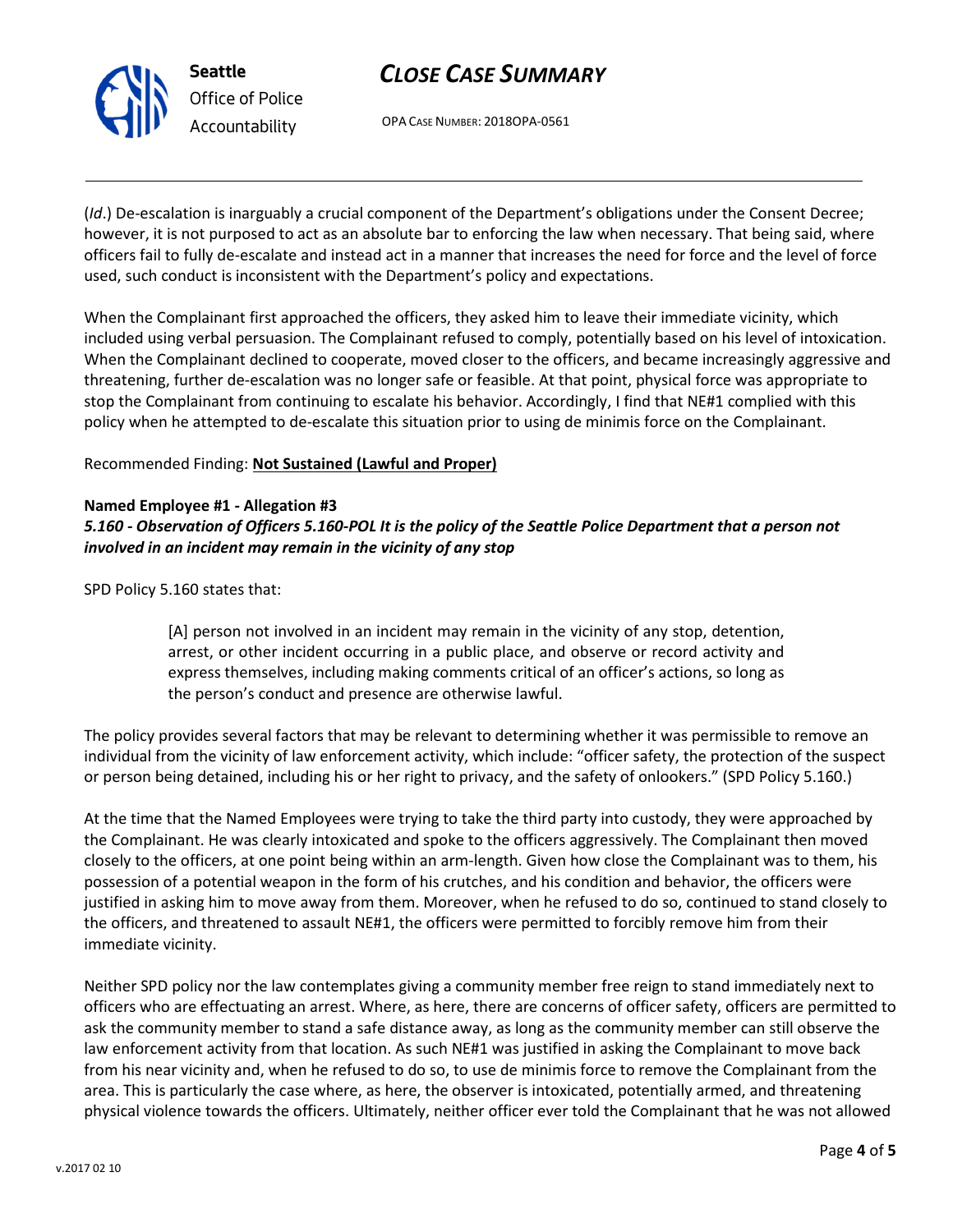(*Id*.) De-escalation is inarguably a crucial component of the Department's obligations under the Consent Decree; however, it is not purposed to act as an absolute bar to enforcing the law when necessary. That being said, where officers fail to fully de-escalate and instead act in a manner that increases the need for force and the level of force used, such conduct is inconsistent with the Department's policy and expectations.

When the Complainant first approached the officers, they asked him to leave their immediate vicinity, which included using verbal persuasion. The Complainant refused to comply, potentially based on his level of intoxication. When the Complainant declined to cooperate, moved closer to the officers, and became increasingly aggressive and threatening, further de-escalation was no longer safe or feasible. At that point, physical force was appropriate to stop the Complainant from continuing to escalate his behavior. Accordingly, I find that NE#1 complied with this policy when he attempted to de-escalate this situation prior to using de minimis force on the Complainant.

Recommended Finding: **Not Sustained (Lawful and Proper)**

**Named Employee #1 - Allegation #3**
***5.160 - Observation of Officers 5.160-POL It is the policy of the Seattle Police Department that a person not involved in an incident may remain in the vicinity of any stop***

SPD Policy 5.160 states that:

> [A] person not involved in an incident may remain in the vicinity of any stop, detention, arrest, or other incident occurring in a public place, and observe or record activity and express themselves, including making comments critical of an officer's actions, so long as the person's conduct and presence are otherwise lawful.

The policy provides several factors that may be relevant to determining whether it was permissible to remove an individual from the vicinity of law enforcement activity, which include: "officer safety, the protection of the suspect or person being detained, including his or her right to privacy, and the safety of onlookers." (SPD Policy 5.160.)

At the time that the Named Employees were trying to take the third party into custody, they were approached by the Complainant. He was clearly intoxicated and spoke to the officers aggressively. The Complainant then moved closely to the officers, at one point being within an arm-length. Given how close the Complainant was to them, his possession of a potential weapon in the form of his crutches, and his condition and behavior, the officers were justified in asking him to move away from them. Moreover, when he refused to do so, continued to stand closely to the officers, and threatened to assault NE#1, the officers were permitted to forcibly remove him from their immediate vicinity.

Neither SPD policy nor the law contemplates giving a community member free reign to stand immediately next to officers who are effectuating an arrest. Where, as here, there are concerns of officer safety, officers are permitted to ask the community member to stand a safe distance away, as long as the community member can still observe the law enforcement activity from that location. As such NE#1 was justified in asking the Complainant to move back from his near vicinity and, when he refused to do so, to use de minimis force to remove the Complainant from the area. This is particularly the case where, as here, the observer is intoxicated, potentially armed, and threatening physical violence towards the officers. Ultimately, neither officer ever told the Complainant that he was not allowed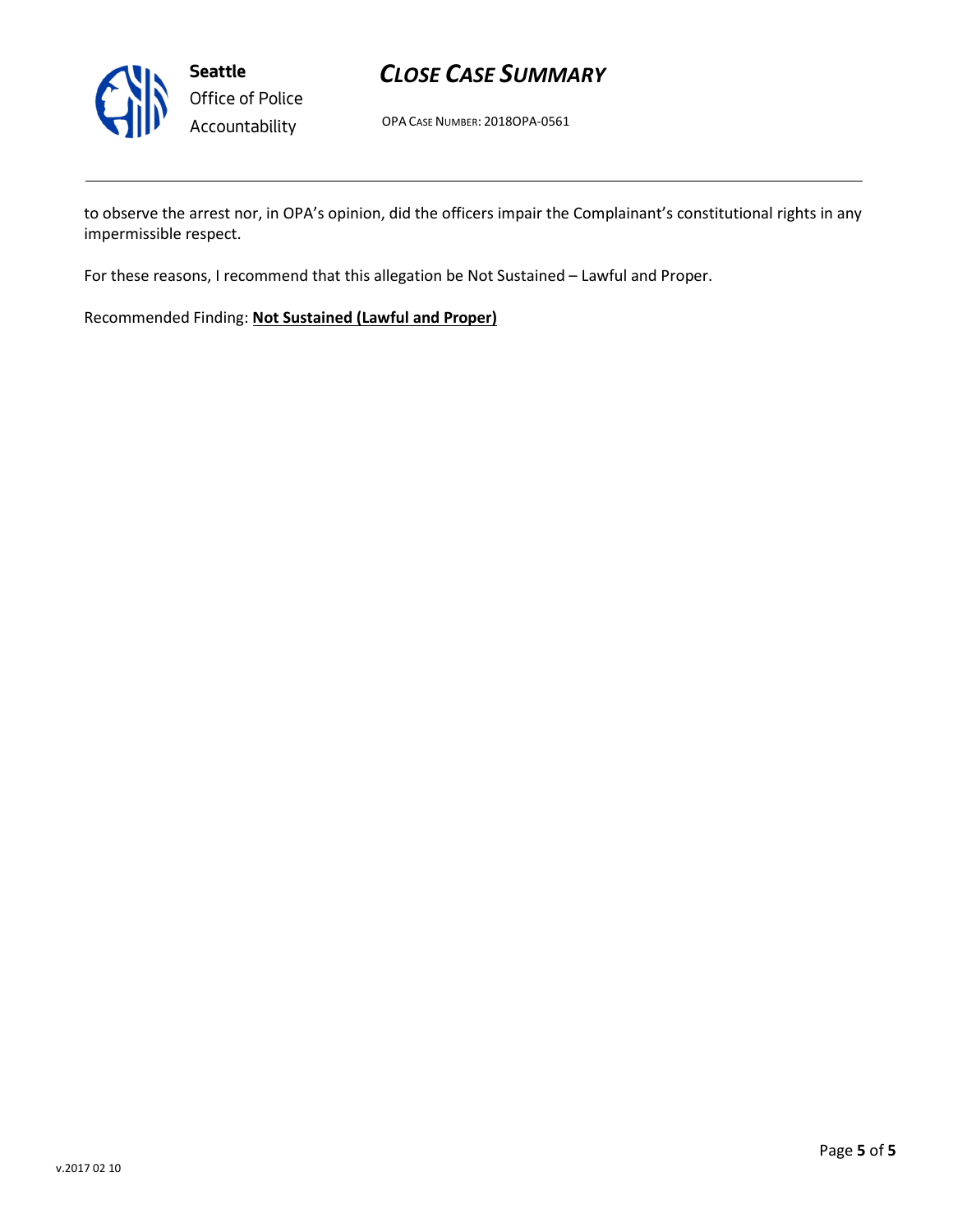to observe the arrest nor, in OPA's opinion, did the officers impair the Complainant's constitutional rights in any impermissible respect.

For these reasons, I recommend that this allegation be Not Sustained – Lawful and Proper.

Recommended Finding: **Not Sustained (Lawful and Proper)**